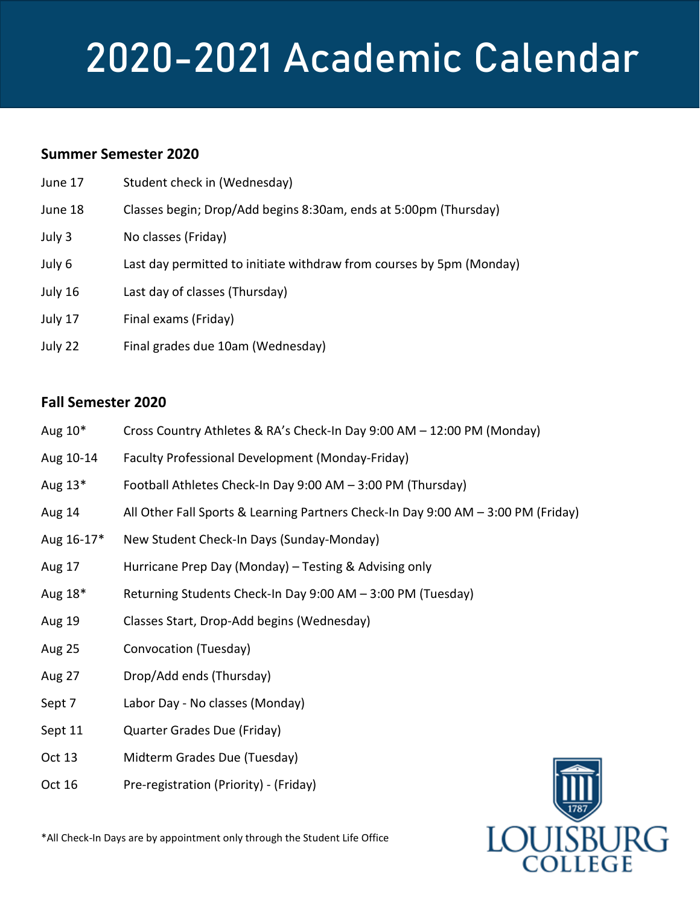# 2020-2021 Academic Calendar

## Summer Semester 2020

| | |
|---|---|
| June 17 | Student check in (Wednesday) |
| June 18 | Classes begin; Drop/Add begins 8:30am, ends at 5:00pm (Thursday) |
| July 3 | No classes (Friday) |
| July 6 | Last day permitted to initiate withdraw from courses by 5pm (Monday) |
| July 16 | Last day of classes (Thursday) |
| July 17 | Final exams (Friday) |
| July 22 | Final grades due 10am (Wednesday) |

## Fall Semester 2020

| | |
|---|---|
| Aug 10* | Cross Country Athletes & RA's Check-In Day 9:00 AM – 12:00 PM (Monday) |
| Aug 10-14 | Faculty Professional Development (Monday-Friday) |
| Aug 13* | Football Athletes Check-In Day 9:00 AM – 3:00 PM (Thursday) |
| Aug 14 | All Other Fall Sports & Learning Partners Check-In Day 9:00 AM – 3:00 PM (Friday) |
| Aug 16-17* | New Student Check-In Days (Sunday-Monday) |
| Aug 17 | Hurricane Prep Day (Monday) – Testing & Advising only |
| Aug 18* | Returning Students Check-In Day 9:00 AM – 3:00 PM (Tuesday) |
| Aug 19 | Classes Start, Drop-Add begins (Wednesday) |
| Aug 25 | Convocation (Tuesday) |
| Aug 27 | Drop/Add ends (Thursday) |
| Sept 7 | Labor Day - No classes (Monday) |
| Sept 11 | Quarter Grades Due (Friday) |
| Oct 13 | Midterm Grades Due (Tuesday) |
| Oct 16 | Pre-registration (Priority) - (Friday) |

*All Check-In Days are by appointment only through the Student Life Office

1787

LOUISBURG COLLEGE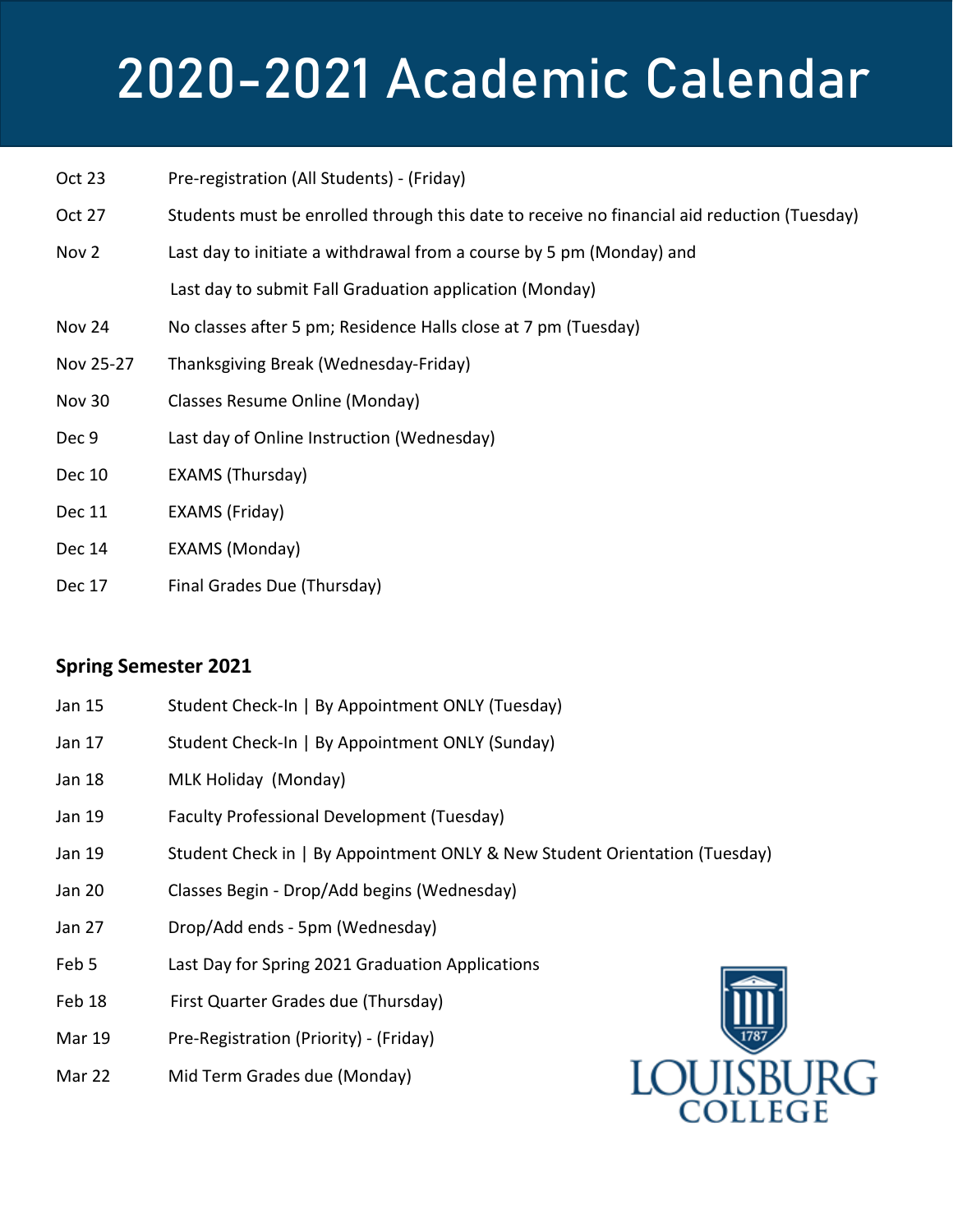# 2020-2021 Academic Calendar

| | |
|---|---|
| Oct 23 | Pre-registration (All Students) - (Friday) |
| Oct 27 | Students must be enrolled through this date to receive no financial aid reduction (Tuesday) |
| Nov 2 | Last day to initiate a withdrawal from a course by 5 pm (Monday) and |
| | Last day to submit Fall Graduation application (Monday) |
| Nov 24 | No classes after 5 pm; Residence Halls close at 7 pm (Tuesday) |
| Nov 25-27 | Thanksgiving Break (Wednesday-Friday) |
| Nov 30 | Classes Resume Online (Monday) |
| Dec 9 | Last day of Online Instruction (Wednesday) |
| Dec 10 | EXAMS (Thursday) |
| Dec 11 | EXAMS (Friday) |
| Dec 14 | EXAMS (Monday) |
| Dec 17 | Final Grades Due (Thursday) |

**Spring Semester 2021**

| | |
|---|---|
| Jan 15 | Student Check-In \| By Appointment ONLY (Tuesday) |
| Jan 17 | Student Check-In \| By Appointment ONLY (Sunday) |
| Jan 18 | MLK Holiday (Monday) |
| Jan 19 | Faculty Professional Development (Tuesday) |
| Jan 19 | Student Check in \| By Appointment ONLY & New Student Orientation (Tuesday) |
| Jan 20 | Classes Begin - Drop/Add begins (Wednesday) |
| Jan 27 | Drop/Add ends - 5pm (Wednesday) |
| Feb 5 | Last Day for Spring 2021 Graduation Applications |
| Feb 18 | First Quarter Grades due (Thursday) |
| Mar 19 | Pre-Registration (Priority) - (Friday) |
| Mar 22 | Mid Term Grades due (Monday) |

1787
LOUISBURG
COLLEGE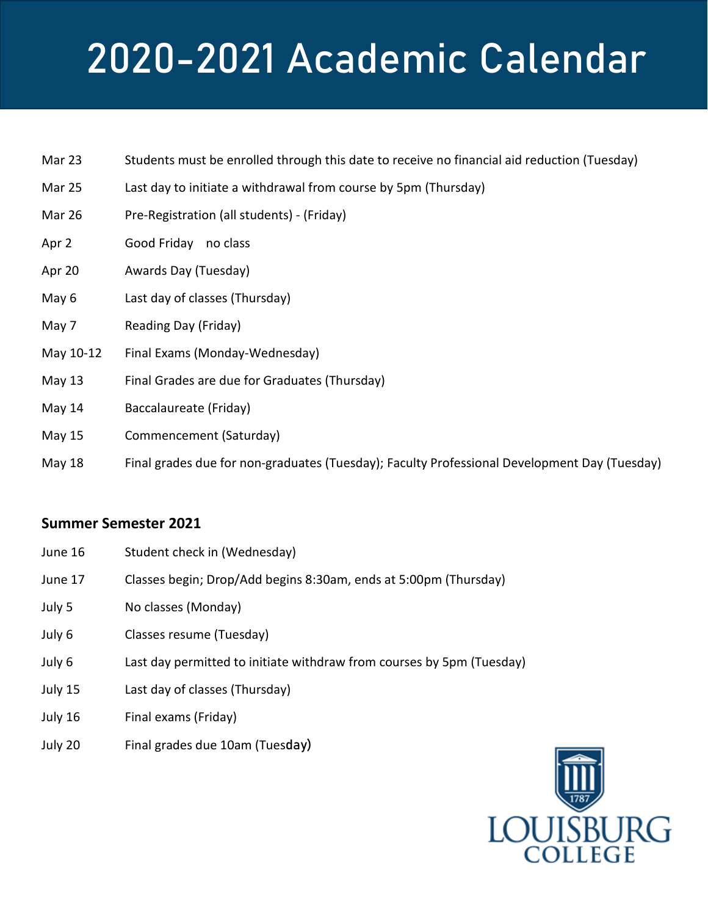// 2020-2021 Academic Calendar

| | |
|---|---|
| Mar 23 | Students must be enrolled through this date to receive no financial aid reduction (Tuesday) |
| Mar 25 | Last day to initiate a withdrawal from course by 5pm (Thursday) |
| Mar 26 | Pre-Registration (all students) - (Friday) |
| Apr 2 | Good Friday no class |
| Apr 20 | Awards Day (Tuesday) |
| May 6 | Last day of classes (Thursday) |
| May 7 | Reading Day (Friday) |
| May 10-12 | Final Exams (Monday-Wednesday) |
| May 13 | Final Grades are due for Graduates (Thursday) |
| May 14 | Baccalaureate (Friday) |
| May 15 | Commencement (Saturday) |
| May 18 | Final grades due for non-graduates (Tuesday); Faculty Professional Development Day (Tuesday) |

**Summer Semester 2021**

| | |
|---|---|
| June 16 | Student check in (Wednesday) |
| June 17 | Classes begin; Drop/Add begins 8:30am, ends at 5:00pm (Thursday) |
| July 5 | No classes (Monday) |
| July 6 | Classes resume (Tuesday) |
| July 6 | Last day permitted to initiate withdraw from courses by 5pm (Tuesday) |
| July 15 | Last day of classes (Thursday) |
| July 16 | Final exams (Friday) |
| July 20 | Final grades due 10am (Tuesday) |

1787
LOUISBURG COLLEGE

# 2020-2021 Academic Calendar

| | |
|---|---|
| Mar 23 | Students must be enrolled through this date to receive no financial aid reduction (Tuesday) |
| Mar 25 | Last day to initiate a withdrawal from course by 5pm (Thursday) |
| Mar 26 | Pre-Registration (all students) - (Friday) |
| Apr 2 | Good Friday no class |
| Apr 20 | Awards Day (Tuesday) |
| May 6 | Last day of classes (Thursday) |
| May 7 | Reading Day (Friday) |
| May 10-12 | Final Exams (Monday-Wednesday) |
| May 13 | Final Grades are due for Graduates (Thursday) |
| May 14 | Baccalaureate (Friday) |
| May 15 | Commencement (Saturday) |
| May 18 | Final grades due for non-graduates (Tuesday); Faculty Professional Development Day (Tuesday) |

**Summer Semester 2021**

| | |
|---|---|
| June 16 | Student check in (Wednesday) |
| June 17 | Classes begin; Drop/Add begins 8:30am, ends at 5:00pm (Thursday) |
| July 5 | No classes (Monday) |
| July 6 | Classes resume (Tuesday) |
| July 6 | Last day permitted to initiate withdraw from courses by 5pm (Tuesday) |
| July 15 | Last day of classes (Thursday) |
| July 16 | Final exams (Friday) |
| July 20 | Final grades due 10am (Tuesday) |

1787
LOUISBURG COLLEGE